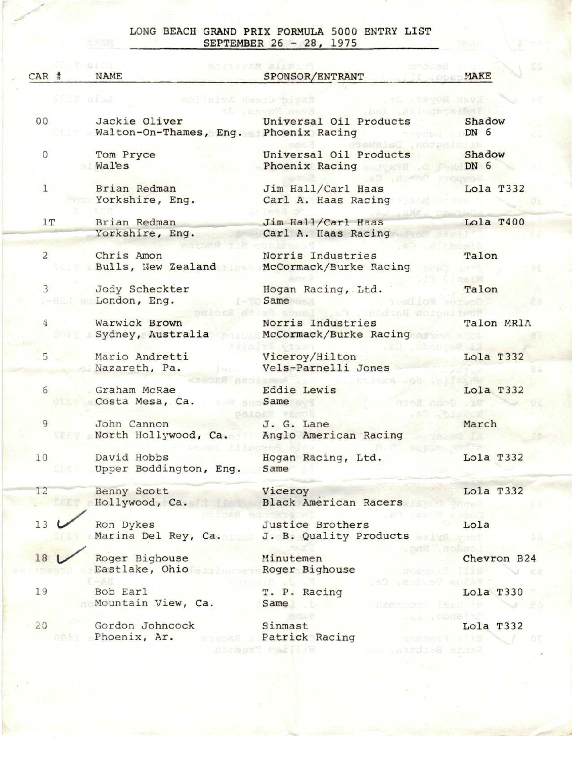# LONG BEACH GRAND PRIX FORMULA 5000 ENTRY LIST
## SEPTEMBER 26 - 28, 1975

| CAR # | NAME | SPONSOR/ENTRANT | MAKE |
|---|---|---|---|
| 00 | Jackie Oliver<br>Walton-On-Thames, Eng. | Universal Oil Products<br>Phoenix Racing | Shadow<br>DN 6 |
| 0 | Tom Pryce<br>Wales | Universal Oil Products<br>Phoenix Racing | Shadow<br>DN 6 |
| 1 | Brian Redman<br>Yorkshire, Eng. | Jim Hall/Carl Haas<br>Carl A. Haas Racing | Lola T332 |
| 1T | Brian Redman<br>Yorkshire, Eng. | Jim Hall/Carl Haas<br>Carl A. Haas Racing | Lola T400 |
| 2 | Chris Amon<br>Bulls, New Zealand | Norris Industries<br>McCormack/Burke Racing | Talon |
| 3 | Jody Scheckter<br>London, Eng. | Hogan Racing, Ltd.<br>Same | Talon |
| 4 | Warwick Brown<br>Sydney, Australia | Norris Industries<br>McCormack/Burke Racing | Talon MR1A |
| 5 | Mario Andretti<br>Nazareth, Pa. | Viceroy/Hilton<br>Vels-Parnelli Jones | Lola T332 |
| 6 | Graham McRae<br>Costa Mesa, Ca. | Eddie Lewis<br>Same | Lola T332 |
| 9 | John Cannon<br>North Hollywood, Ca. | J. G. Lane<br>Anglo American Racing | March |
| 10 | David Hobbs<br>Upper Boddington, Eng. | Hogan Racing, Ltd.<br>Same | Lola T332 |
| 12 | Benny Scott<br>Hollywood, Ca. | Viceroy<br>Black American Racers | Lola T332 |
| 13 ✓ | Ron Dykes<br>Marina Del Rey, Ca. | Justice Brothers<br>J. B. Quality Products | Lola |
| 18 ✓ | Roger Bighouse<br>Eastlake, Ohio | Minutemen<br>Roger Bighouse | Chevron B24 |
| 19 | Bob Earl<br>Mountain View, Ca. | T. P. Racing<br>Same | Lola T330 |
| 20 | Gordon Johncock<br>Phoenix, Ar. | Sinmast<br>Patrick Racing | Lola T332 |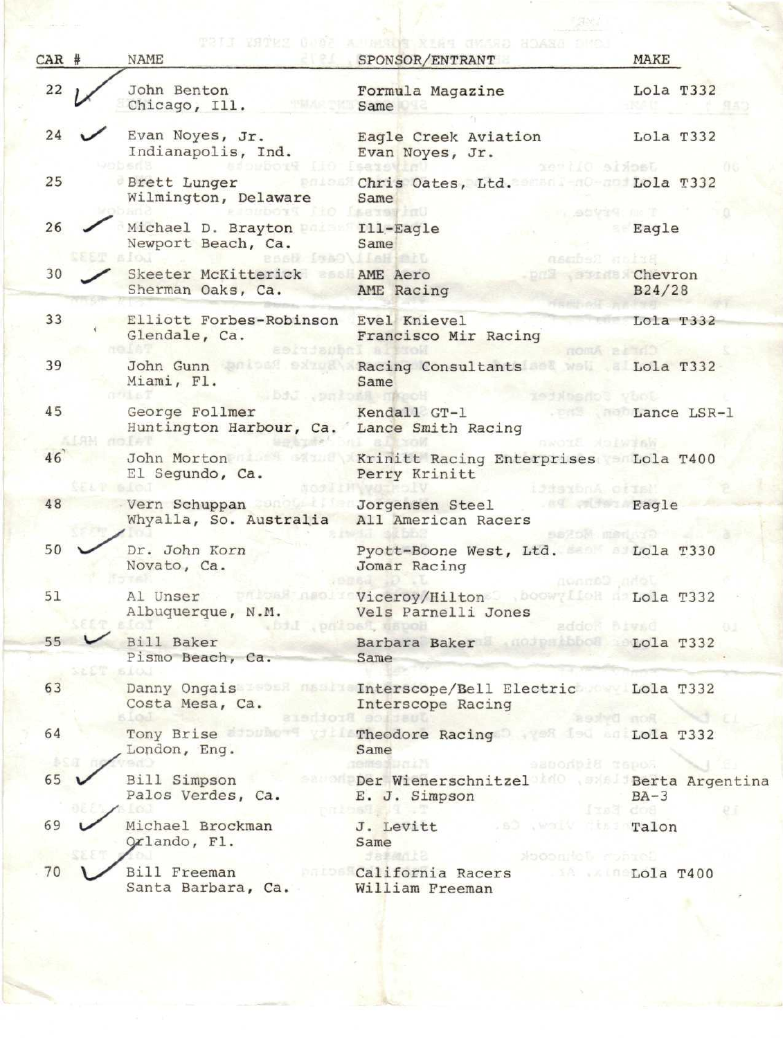| CAR # | NAME | SPONSOR/ENTRANT | MAKE |
|---|---|---|---|
| 22 | John Benton<br>Chicago, Ill. | Formula Magazine<br>Same | Lola T332 |
| 24 | Evan Noyes, Jr.<br>Indianapolis, Ind. | Eagle Creek Aviation<br>Evan Noyes, Jr. | Lola T332 |
| 25 | Brett Lunger<br>Wilmington, Delaware | Chris Oates, Ltd.<br>Same | Lola T332 |
| 26 | Michael D. Brayton<br>Newport Beach, Ca. | Ill-Eagle<br>Same | Eagle |
| 30 | Skeeter McKitterick<br>Sherman Oaks, Ca. | AME Aero<br>AME Racing | Chevron<br>B24/28 |
| 33 | Elliott Forbes-Robinson<br>Glendale, Ca. | Evel Knievel<br>Francisco Mir Racing | Lola T332 |
| 39 | John Gunn<br>Miami, Fl. | Racing Consultants<br>Same | Lola T332 |
| 45 | George Follmer<br>Huntington Harbour, Ca. | Kendall GT-1<br>Lance Smith Racing | Lance LSR-1 |
| 46 | John Morton<br>El Segundo, Ca. | Krinitt Racing Enterprises<br>Perry Krinitt | Lola T400 |
| 48 | Vern Schuppan<br>Whyalla, So. Australia | Jorgensen Steel<br>All American Racers | Eagle |
| 50 | Dr. John Korn<br>Novato, Ca. | Pyott-Boone West, Ltd.<br>Jomar Racing | Lola T330 |
| 51 | Al Unser<br>Albuquerque, N.M. | Viceroy/Hilton<br>Vels Parnelli Jones | Lola T332 |
| 55 | Bill Baker<br>Pismo Beach, Ca. | Barbara Baker<br>Same | Lola T332 |
| 63 | Danny Ongais<br>Costa Mesa, Ca. | Interscope/Bell Electric<br>Interscope Racing | Lola T332 |
| 64 | Tony Brise<br>London, Eng. | Theodore Racing<br>Same | Lola T332 |
| 65 | Bill Simpson<br>Palos Verdes, Ca. | Der Wienerschnitzel<br>E. J. Simpson | Berta Argentina<br>BA-3 |
| 69 | Michael Brockman<br>Orlando, Fl. | J. Levitt<br>Same | Talon |
| 70 | Bill Freeman<br>Santa Barbara, Ca. | California Racers<br>William Freeman | Lola T400 |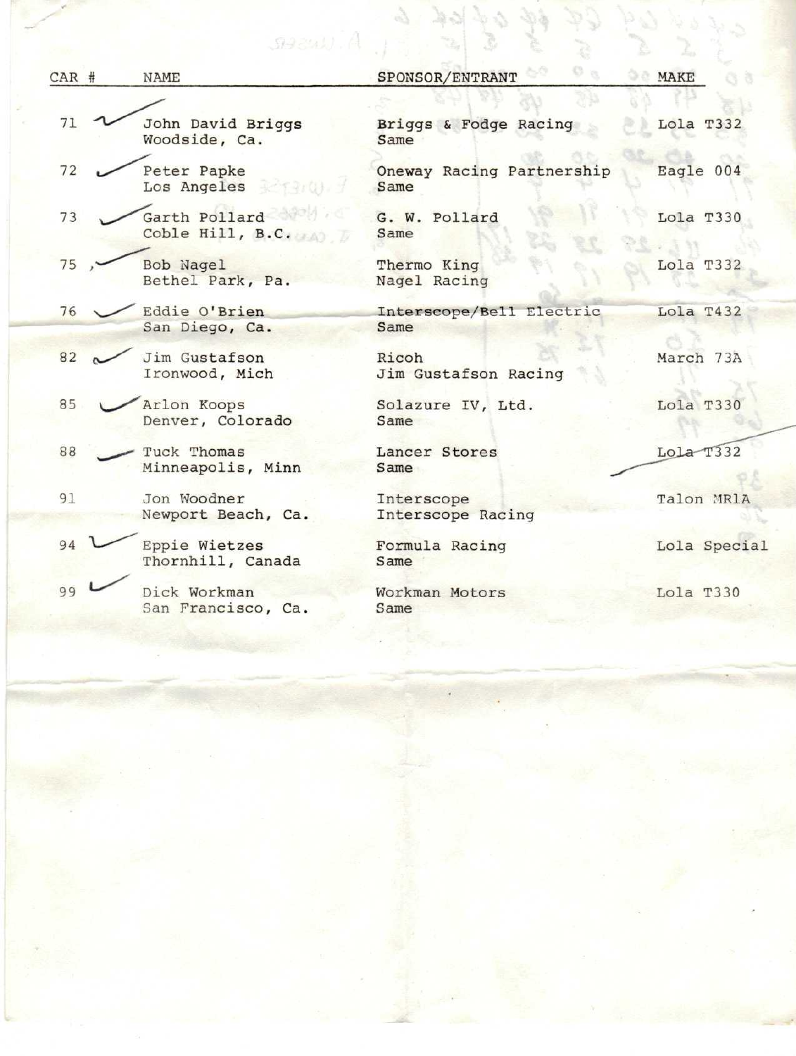| CAR # | NAME | SPONSOR/ENTRANT | MAKE |
|---|---|---|---|
| 71 | John David Briggs<br>Woodside, Ca. | Briggs & Fodge Racing<br>Same | Lola T332 |
| 72 | Peter Papke<br>Los Angeles | Oneway Racing Partnership<br>Same | Eagle 004 |
| 73 | Garth Pollard<br>Coble Hill, B.C. | G. W. Pollard<br>Same | Lola T330 |
| 75 | Bob Nagel<br>Bethel Park, Pa. | Thermo King<br>Nagel Racing | Lola T332 |
| 76 | Eddie O'Brien<br>San Diego, Ca. | Interscope/Bell Electric<br>Same | Lola T432 |
| 82 | Jim Gustafson<br>Ironwood, Mich | Ricoh<br>Jim Gustafson Racing | March 73A |
| 85 | Arlon Koops<br>Denver, Colorado | Solazure IV, Ltd.<br>Same | Lola T330 |
| 88 | Tuck Thomas<br>Minneapolis, Minn | Lancer Stores<br>Same | Lola T332 |
| 91 | Jon Woodner<br>Newport Beach, Ca. | Interscope<br>Interscope Racing | Talon MR1A |
| 94 | Eppie Wietzes<br>Thornhill, Canada | Formula Racing<br>Same | Lola Special |
| 99 | Dick Workman<br>San Francisco, Ca. | Workman Motors<br>Same | Lola T330 |